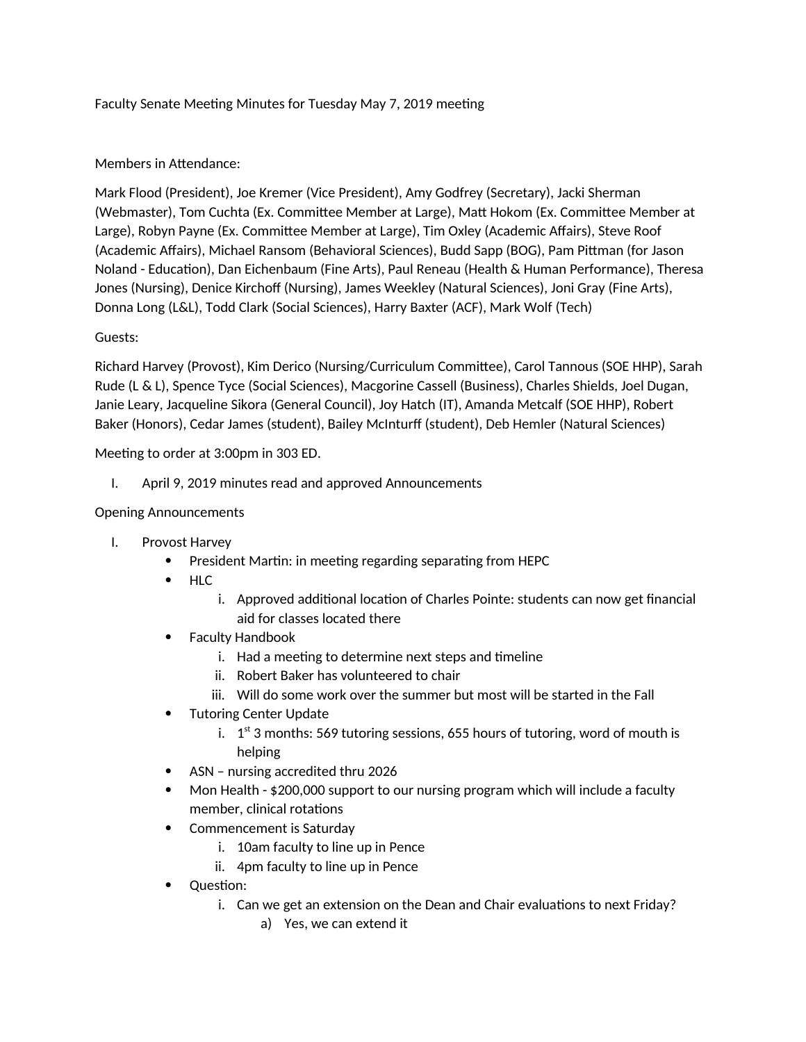Faculty Senate Meeting Minutes for Tuesday May 7, 2019 meeting

Members in Attendance:

Mark Flood (President), Joe Kremer (Vice President), Amy Godfrey (Secretary), Jacki Sherman (Webmaster), Tom Cuchta (Ex. Committee Member at Large), Matt Hokom (Ex. Committee Member at Large), Robyn Payne (Ex. Committee Member at Large), Tim Oxley (Academic Affairs), Steve Roof (Academic Affairs), Michael Ransom (Behavioral Sciences), Budd Sapp (BOG), Pam Pittman (for Jason Noland - Education), Dan Eichenbaum (Fine Arts), Paul Reneau (Health & Human Performance), Theresa Jones (Nursing), Denice Kirchoff (Nursing), James Weekley (Natural Sciences), Joni Gray (Fine Arts), Donna Long (L&L), Todd Clark (Social Sciences), Harry Baxter (ACF), Mark Wolf (Tech)

Guests:

Richard Harvey (Provost), Kim Derico (Nursing/Curriculum Committee), Carol Tannous (SOE HHP), Sarah Rude (L & L), Spence Tyce (Social Sciences), Macgorine Cassell (Business), Charles Shields, Joel Dugan, Janie Leary, Jacqueline Sikora (General Council), Joy Hatch (IT), Amanda Metcalf (SOE HHP), Robert Baker (Honors), Cedar James (student), Bailey McInturff (student), Deb Hemler (Natural Sciences)

Meeting to order at 3:00pm in 303 ED.

I. April 9, 2019 minutes read and approved Announcements

Opening Announcements

I. Provost Harvey
   - President Martin: in meeting regarding separating from HEPC
   - HLC
     i. Approved additional location of Charles Pointe: students can now get financial aid for classes located there
   - Faculty Handbook
     i. Had a meeting to determine next steps and timeline
     ii. Robert Baker has volunteered to chair
     iii. Will do some work over the summer but most will be started in the Fall
   - Tutoring Center Update
     i. 1st 3 months: 569 tutoring sessions, 655 hours of tutoring, word of mouth is helping
   - ASN – nursing accredited thru 2026
   - Mon Health - $200,000 support to our nursing program which will include a faculty member, clinical rotations
   - Commencement is Saturday
     i. 10am faculty to line up in Pence
     ii. 4pm faculty to line up in Pence
   - Question:
     i. Can we get an extension on the Dean and Chair evaluations to next Friday?
        a) Yes, we can extend it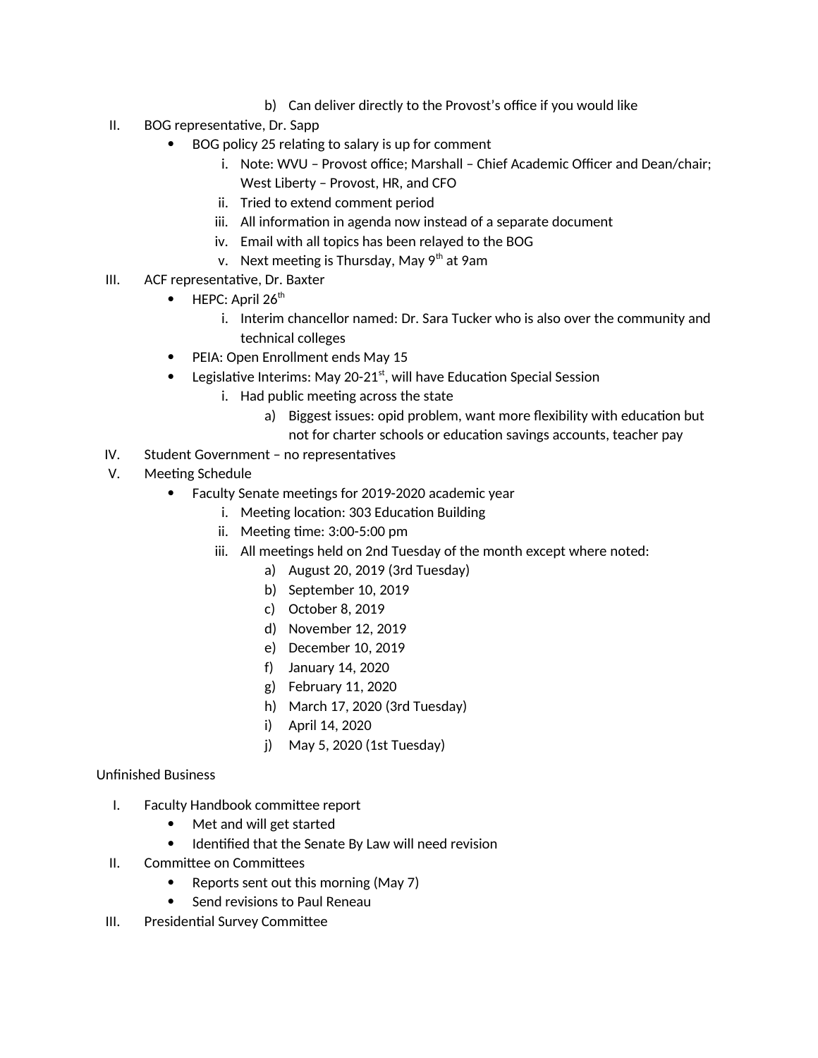b) Can deliver directly to the Provost's office if you would like

II. BOG representative, Dr. Sapp
   - BOG policy 25 relating to salary is up for comment
      i. Note: WVU – Provost office; Marshall – Chief Academic Officer and Dean/chair; West Liberty – Provost, HR, and CFO
      ii. Tried to extend comment period
      iii. All information in agenda now instead of a separate document
      iv. Email with all topics has been relayed to the BOG
      v. Next meeting is Thursday, May 9th at 9am

III. ACF representative, Dr. Baxter
   - HEPC: April 26th
      i. Interim chancellor named: Dr. Sara Tucker who is also over the community and technical colleges
   - PEIA: Open Enrollment ends May 15
   - Legislative Interims: May 20-21st, will have Education Special Session
      i. Had public meeting across the state
         a) Biggest issues: opid problem, want more flexibility with education but not for charter schools or education savings accounts, teacher pay

IV. Student Government – no representatives

V. Meeting Schedule
   - Faculty Senate meetings for 2019-2020 academic year
      i. Meeting location: 303 Education Building
      ii. Meeting time: 3:00-5:00 pm
      iii. All meetings held on 2nd Tuesday of the month except where noted:
         a) August 20, 2019 (3rd Tuesday)
         b) September 10, 2019
         c) October 8, 2019
         d) November 12, 2019
         e) December 10, 2019
         f) January 14, 2020
         g) February 11, 2020
         h) March 17, 2020 (3rd Tuesday)
         i) April 14, 2020
         j) May 5, 2020 (1st Tuesday)

Unfinished Business

I. Faculty Handbook committee report
   - Met and will get started
   - Identified that the Senate By Law will need revision

II. Committee on Committees
   - Reports sent out this morning (May 7)
   - Send revisions to Paul Reneau

III. Presidential Survey Committee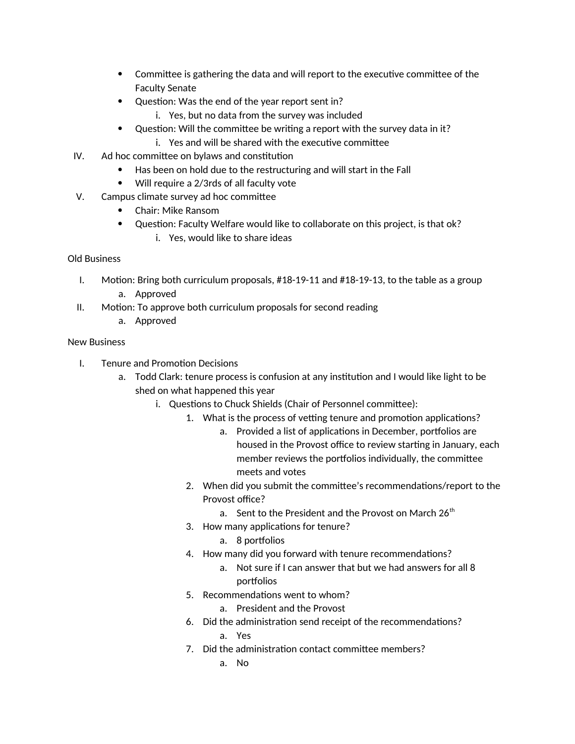- Committee is gathering the data and will report to the executive committee of the Faculty Senate
- Question: Was the end of the year report sent in?
    i. Yes, but no data from the survey was included
- Question: Will the committee be writing a report with the survey data in it?
    i. Yes and will be shared with the executive committee

IV. Ad hoc committee on bylaws and constitution
- Has been on hold due to the restructuring and will start in the Fall
- Will require a 2/3rds of all faculty vote

V. Campus climate survey ad hoc committee
- Chair: Mike Ransom
- Question: Faculty Welfare would like to collaborate on this project, is that ok?
    i. Yes, would like to share ideas

Old Business

I. Motion: Bring both curriculum proposals, #18-19-11 and #18-19-13, to the table as a group
    a. Approved

II. Motion: To approve both curriculum proposals for second reading
    a. Approved

New Business

I. Tenure and Promotion Decisions
    a. Todd Clark: tenure process is confusion at any institution and I would like light to be shed on what happened this year
        i. Questions to Chuck Shields (Chair of Personnel committee):
            1. What is the process of vetting tenure and promotion applications?
                a. Provided a list of applications in December, portfolios are housed in the Provost office to review starting in January, each member reviews the portfolios individually, the committee meets and votes
            2. When did you submit the committee's recommendations/report to the Provost office?
                a. Sent to the President and the Provost on March 26th
            3. How many applications for tenure?
                a. 8 portfolios
            4. How many did you forward with tenure recommendations?
                a. Not sure if I can answer that but we had answers for all 8 portfolios
            5. Recommendations went to whom?
                a. President and the Provost
            6. Did the administration send receipt of the recommendations?
                a. Yes
            7. Did the administration contact committee members?
                a. No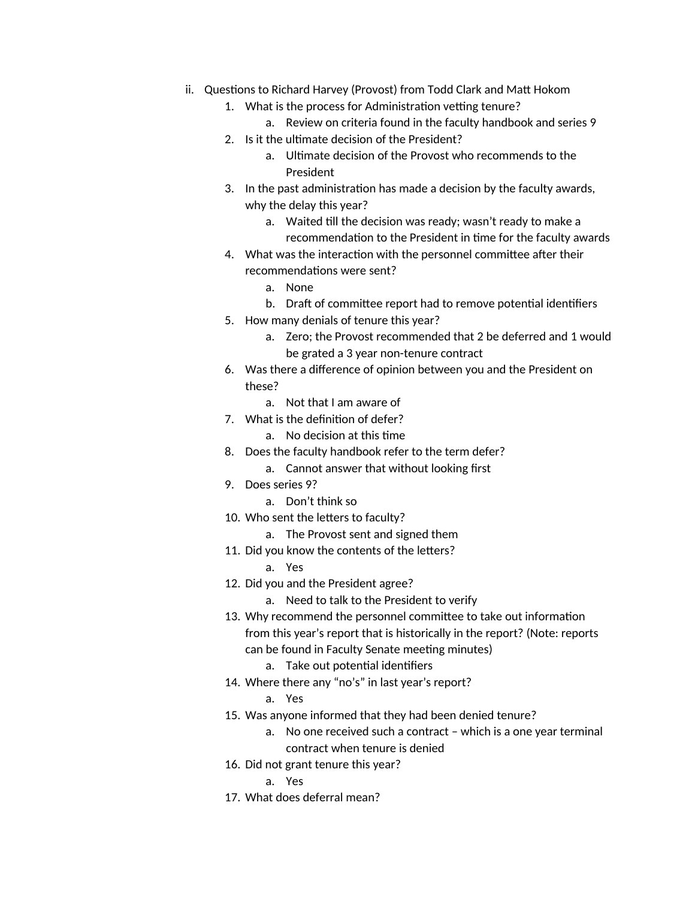ii. Questions to Richard Harvey (Provost) from Todd Clark and Matt Hokom

1. What is the process for Administration vetting tenure?
    a. Review on criteria found in the faculty handbook and series 9
2. Is it the ultimate decision of the President?
    a. Ultimate decision of the Provost who recommends to the President
3. In the past administration has made a decision by the faculty awards, why the delay this year?
    a. Waited till the decision was ready; wasn't ready to make a recommendation to the President in time for the faculty awards
4. What was the interaction with the personnel committee after their recommendations were sent?
    a. None
    b. Draft of committee report had to remove potential identifiers
5. How many denials of tenure this year?
    a. Zero; the Provost recommended that 2 be deferred and 1 would be grated a 3 year non-tenure contract
6. Was there a difference of opinion between you and the President on these?
    a. Not that I am aware of
7. What is the definition of defer?
    a. No decision at this time
8. Does the faculty handbook refer to the term defer?
    a. Cannot answer that without looking first
9. Does series 9?
    a. Don't think so
10. Who sent the letters to faculty?
    a. The Provost sent and signed them
11. Did you know the contents of the letters?
    a. Yes
12. Did you and the President agree?
    a. Need to talk to the President to verify
13. Why recommend the personnel committee to take out information from this year's report that is historically in the report? (Note: reports can be found in Faculty Senate meeting minutes)
    a. Take out potential identifiers
14. Where there any "no's" in last year's report?
    a. Yes
15. Was anyone informed that they had been denied tenure?
    a. No one received such a contract – which is a one year terminal contract when tenure is denied
16. Did not grant tenure this year?
    a. Yes
17. What does deferral mean?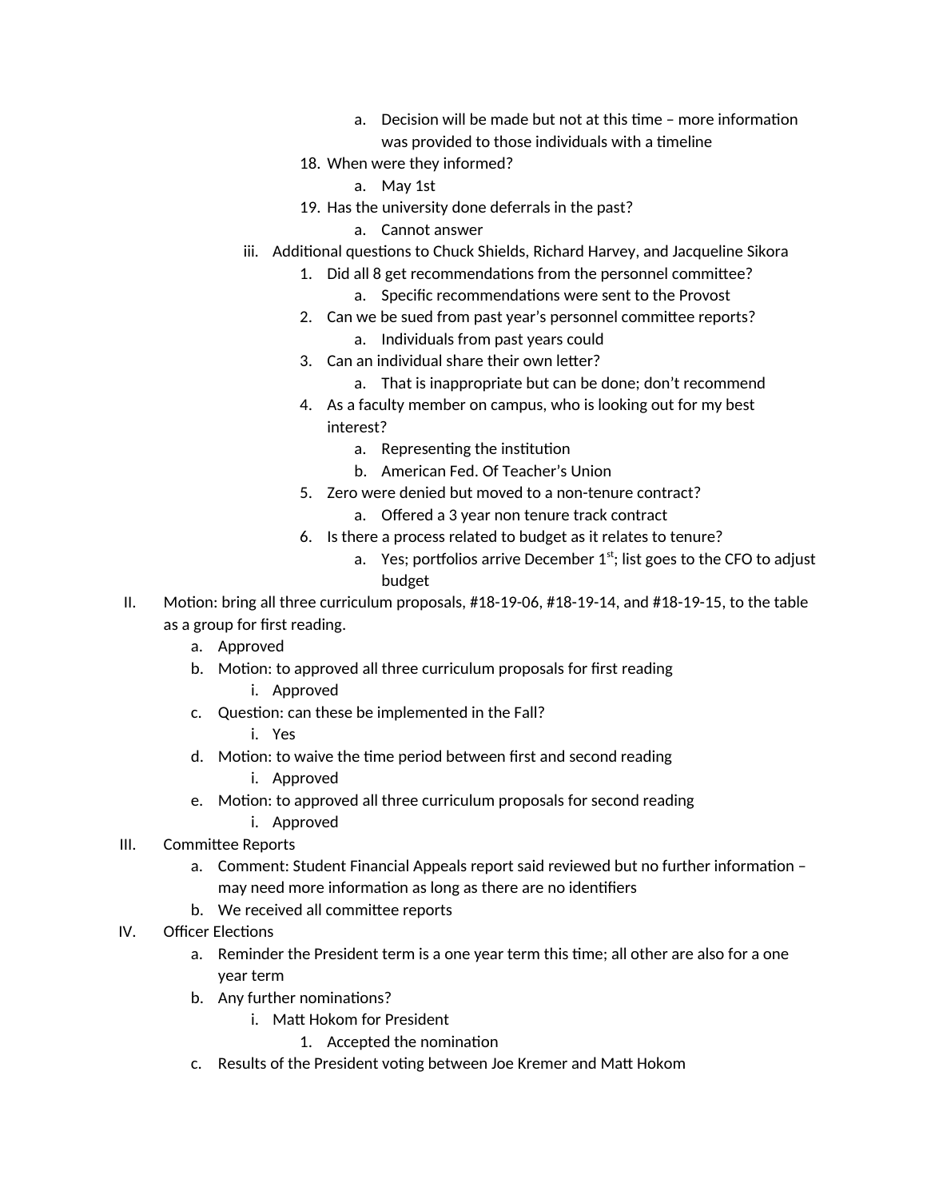a. Decision will be made but not at this time – more information was provided to those individuals with a timeline
            18. When were they informed?
                a. May 1st
            19. Has the university done deferrals in the past?
                a. Cannot answer
        iii. Additional questions to Chuck Shields, Richard Harvey, and Jacqueline Sikora
            1. Did all 8 get recommendations from the personnel committee?
                a. Specific recommendations were sent to the Provost
            2. Can we be sued from past year's personnel committee reports?
                a. Individuals from past years could
            3. Can an individual share their own letter?
                a. That is inappropriate but can be done; don't recommend
            4. As a faculty member on campus, who is looking out for my best interest?
                a. Representing the institution
                b. American Fed. Of Teacher's Union
            5. Zero were denied but moved to a non-tenure contract?
                a. Offered a 3 year non tenure track contract
            6. Is there a process related to budget as it relates to tenure?
                a. Yes; portfolios arrive December 1st; list goes to the CFO to adjust budget

II. Motion: bring all three curriculum proposals, #18-19-06, #18-19-14, and #18-19-15, to the table as a group for first reading.
    a. Approved
    b. Motion: to approved all three curriculum proposals for first reading
        i. Approved
    c. Question: can these be implemented in the Fall?
        i. Yes
    d. Motion: to waive the time period between first and second reading
        i. Approved
    e. Motion: to approved all three curriculum proposals for second reading
        i. Approved

III. Committee Reports
    a. Comment: Student Financial Appeals report said reviewed but no further information – may need more information as long as there are no identifiers
    b. We received all committee reports

IV. Officer Elections
    a. Reminder the President term is a one year term this time; all other are also for a one year term
    b. Any further nominations?
        i. Matt Hokom for President
            1. Accepted the nomination
    c. Results of the President voting between Joe Kremer and Matt Hokom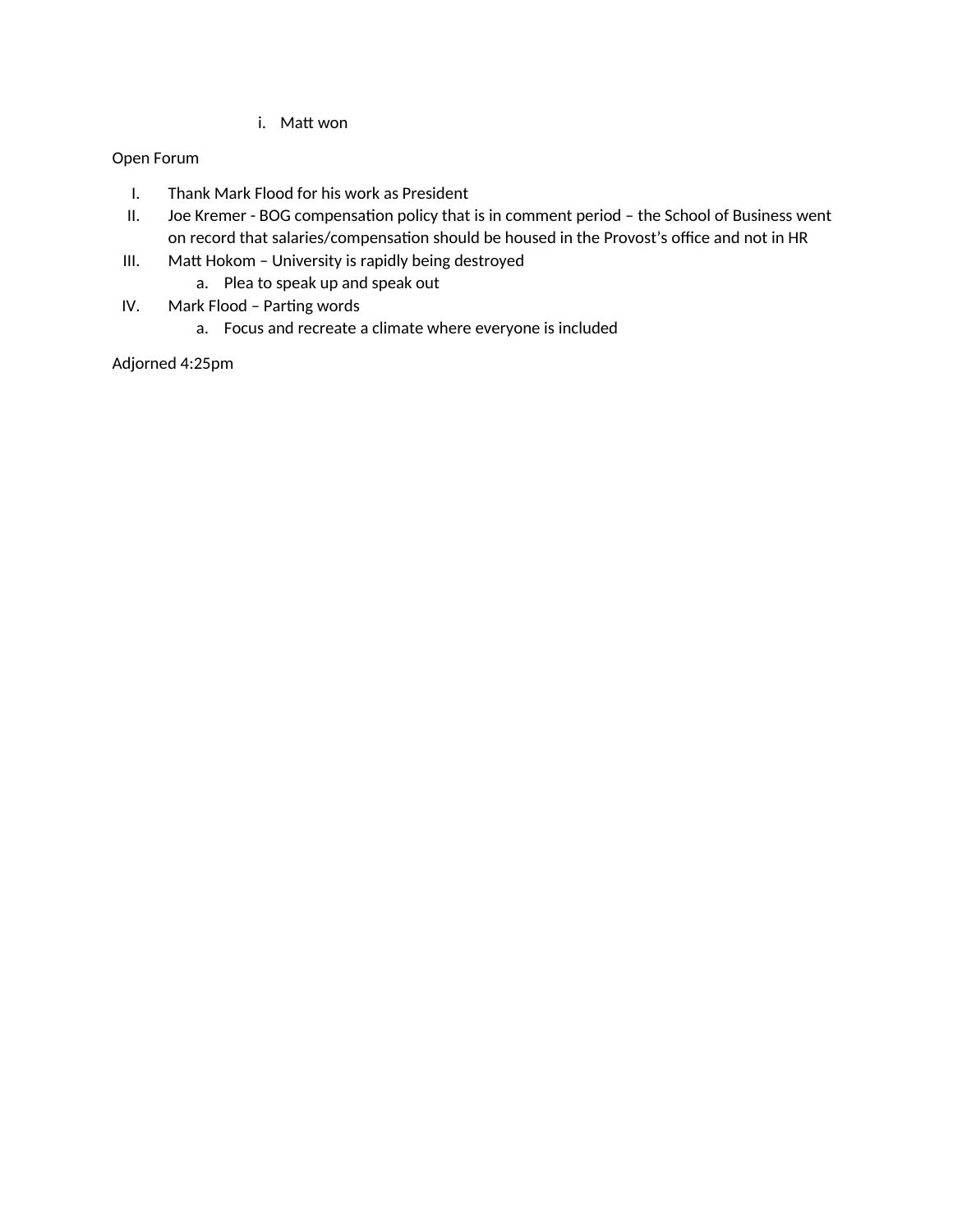i. Matt won

Open Forum

I. Thank Mark Flood for his work as President
II. Joe Kremer - BOG compensation policy that is in comment period – the School of Business went on record that salaries/compensation should be housed in the Provost's office and not in HR
III. Matt Hokom – University is rapidly being destroyed
    a. Plea to speak up and speak out
IV. Mark Flood – Parting words
    a. Focus and recreate a climate where everyone is included

Adjorned 4:25pm